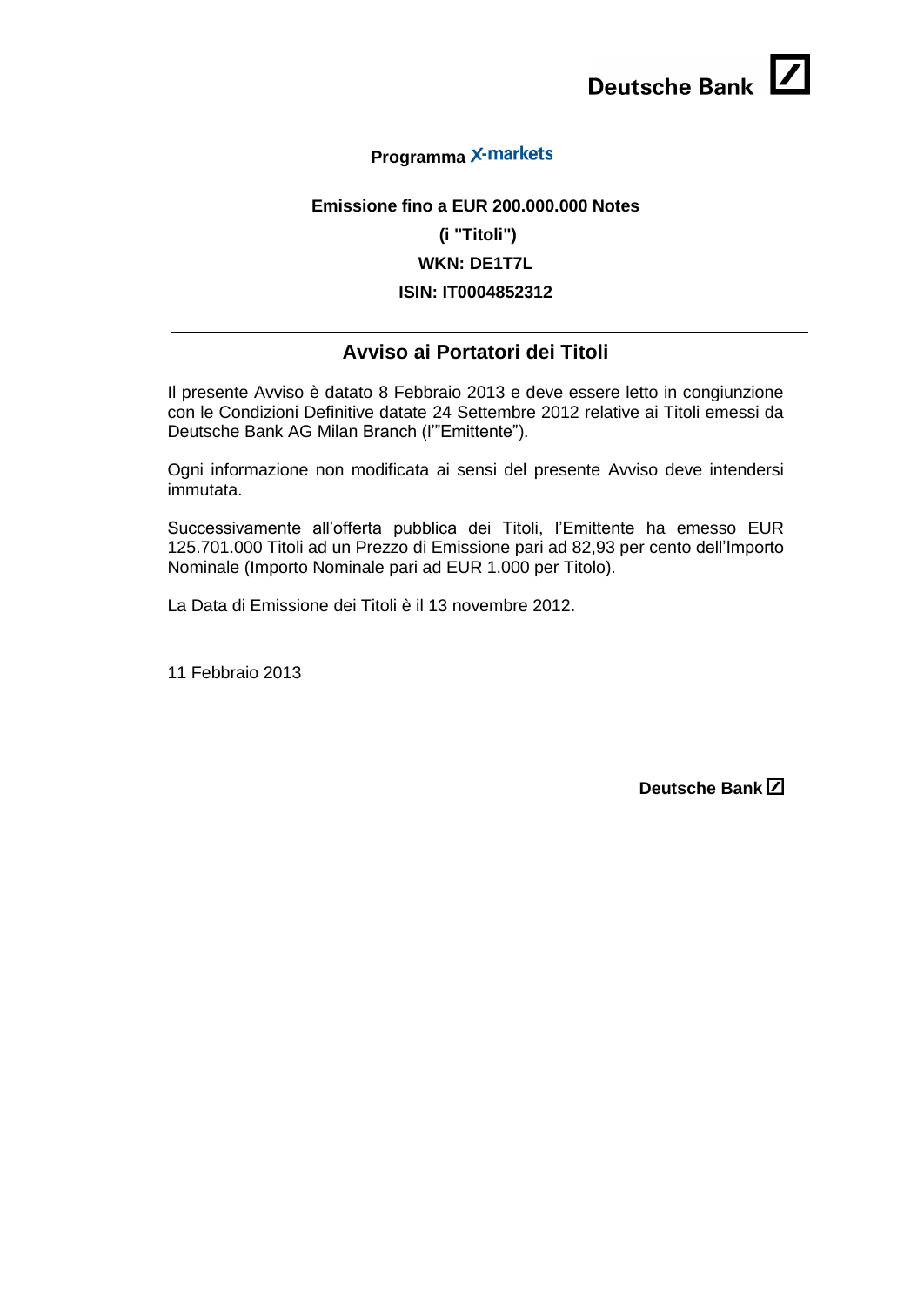Deutsche Bank

**Programma X-markets**

**Emissione fino a EUR 200.000.000 Notes**

**(i "Titoli")**

**WKN: DE1T7L**

**ISIN: IT0004852312**

---

## Avviso ai Portatori dei Titoli

Il presente Avviso è datato 8 Febbraio 2013 e deve essere letto in congiunzione con le Condizioni Definitive datate 24 Settembre 2012 relative ai Titoli emessi da Deutsche Bank AG Milan Branch (l'"Emittente").

Ogni informazione non modificata ai sensi del presente Avviso deve intendersi immutata.

Successivamente all'offerta pubblica dei Titoli, l'Emittente ha emesso EUR 125.701.000 Titoli ad un Prezzo di Emissione pari ad 82,93 per cento dell'Importo Nominale (Importo Nominale pari ad EUR 1.000 per Titolo).

La Data di Emissione dei Titoli è il 13 novembre 2012.

11 Febbraio 2013

**Deutsche Bank**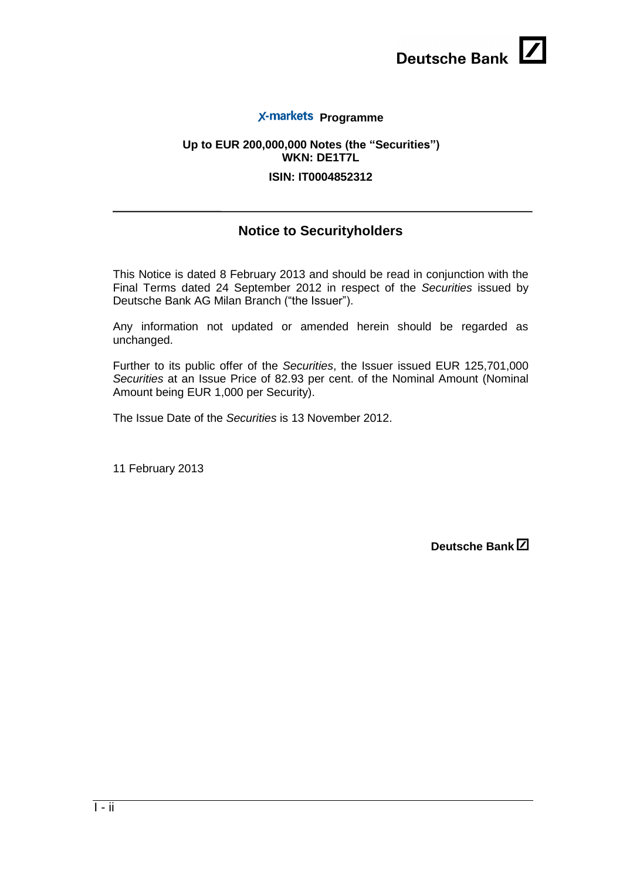Deutsche Bank

**X-markets Programme**

**Up to EUR 200,000,000 Notes (the "Securities")**
**WKN: DE1T7L**

**ISIN: IT0004852312**

---

## Notice to Securityholders

This Notice is dated 8 February 2013 and should be read in conjunction with the Final Terms dated 24 September 2012 in respect of the *Securities* issued by Deutsche Bank AG Milan Branch ("the Issuer").

Any information not updated or amended herein should be regarded as unchanged.

Further to its public offer of the *Securities*, the Issuer issued EUR 125,701,000 *Securities* at an Issue Price of 82.93 per cent. of the Nominal Amount (Nominal Amount being EUR 1,000 per Security).

The Issue Date of the *Securities* is 13 November 2012.

11 February 2013

**Deutsche Bank**